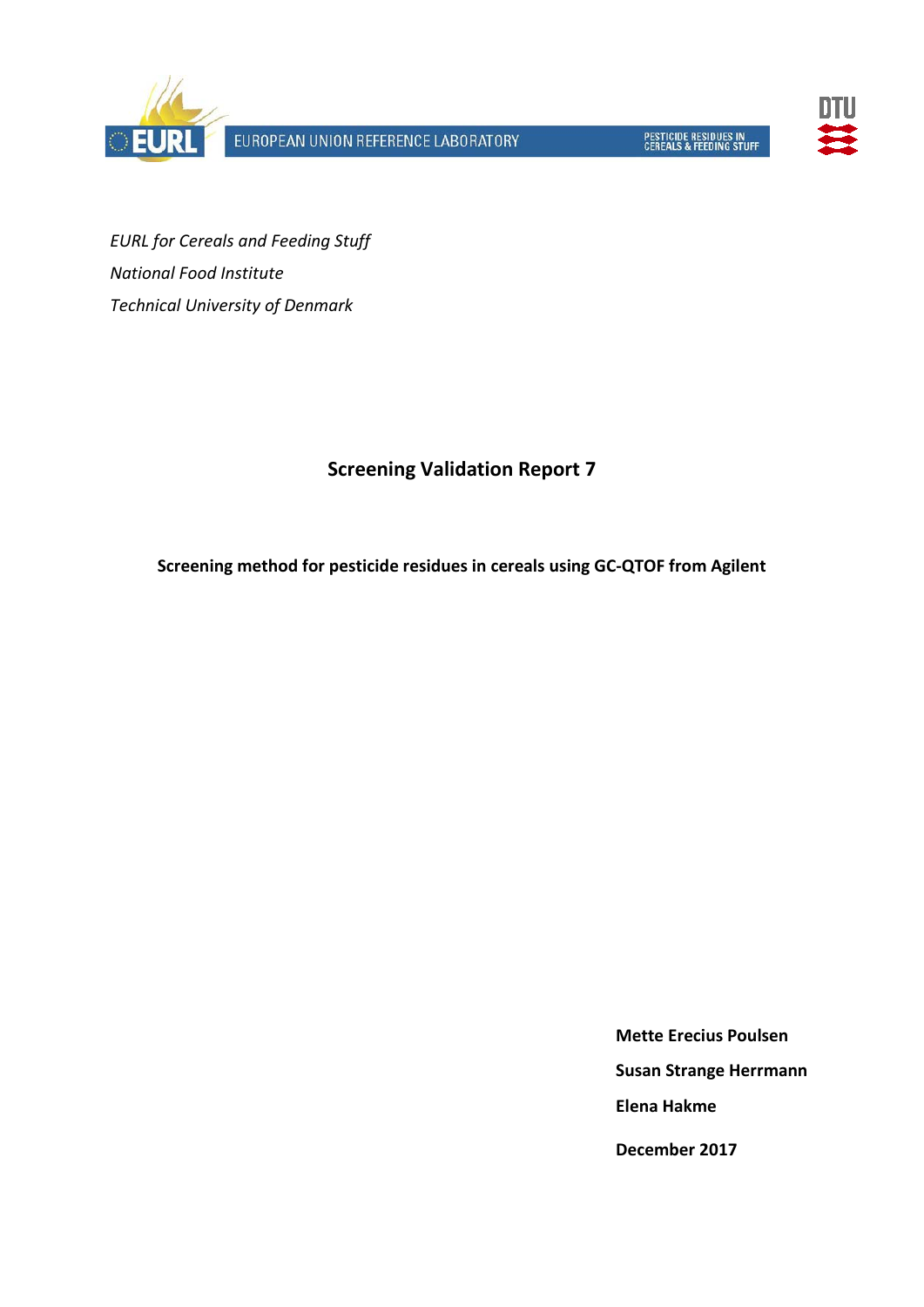EUROPEAN UNION REFERENCE LABORATORY

PESTICIDE RESIDUES IN CEREALS & FEEDING STUFF

*EURL for Cereals and Feeding Stuff*

*National Food Institute*

*Technical University of Denmark*

# Screening Validation Report 7

**Screening method for pesticide residues in cereals using GC-QTOF from Agilent**

**Mette Erecius Poulsen**

**Susan Strange Herrmann**

**Elena Hakme**

**December 2017**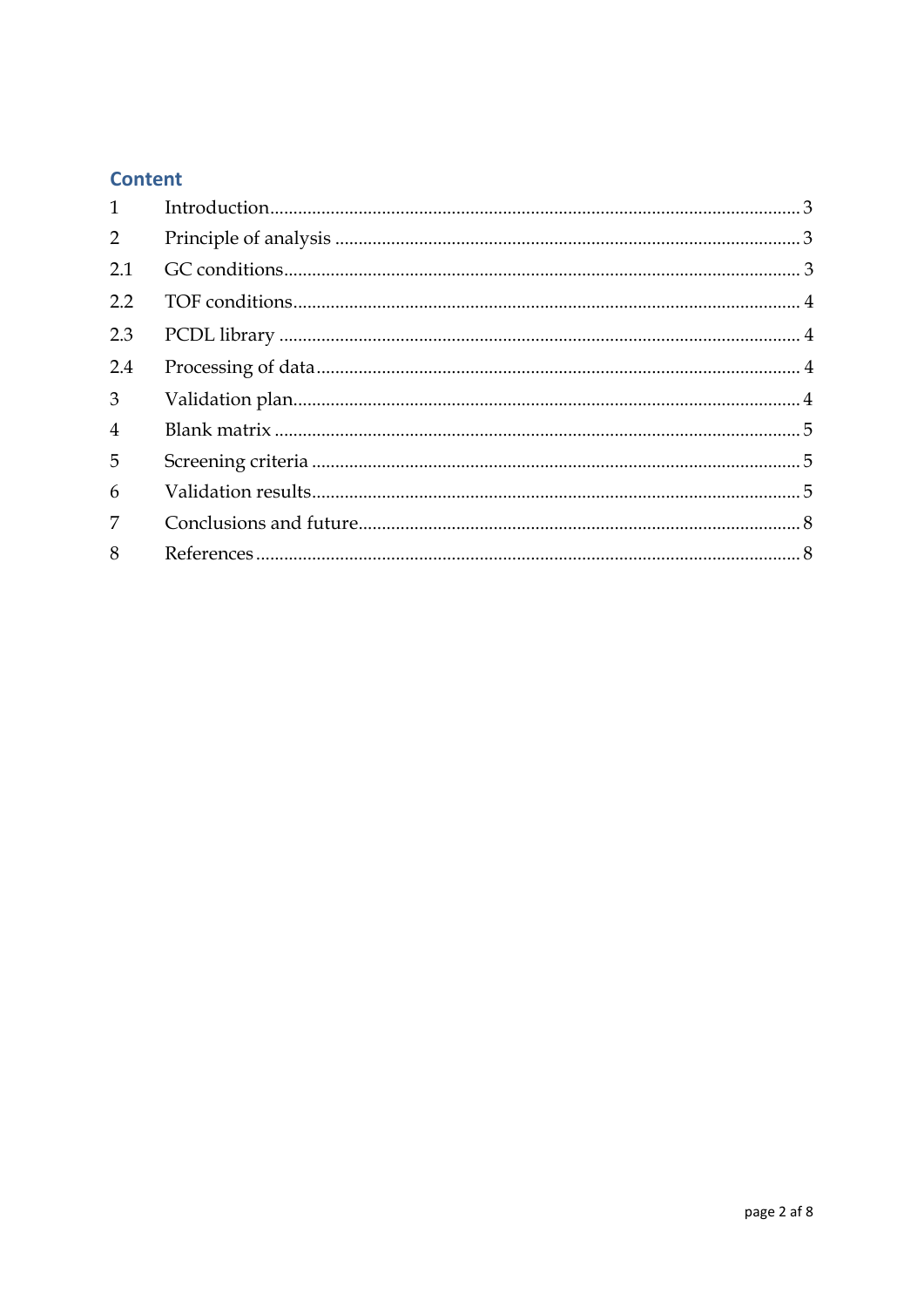## Content

| | | |
|---|---|---|
| 1 | Introduction | 3 |
| 2 | Principle of analysis | 3 |
| 2.1 | GC conditions | 3 |
| 2.2 | TOF conditions | 4 |
| 2.3 | PCDL library | 4 |
| 2.4 | Processing of data | 4 |
| 3 | Validation plan | 4 |
| 4 | Blank matrix | 5 |
| 5 | Screening criteria | 5 |
| 6 | Validation results | 5 |
| 7 | Conclusions and future | 8 |
| 8 | References | 8 |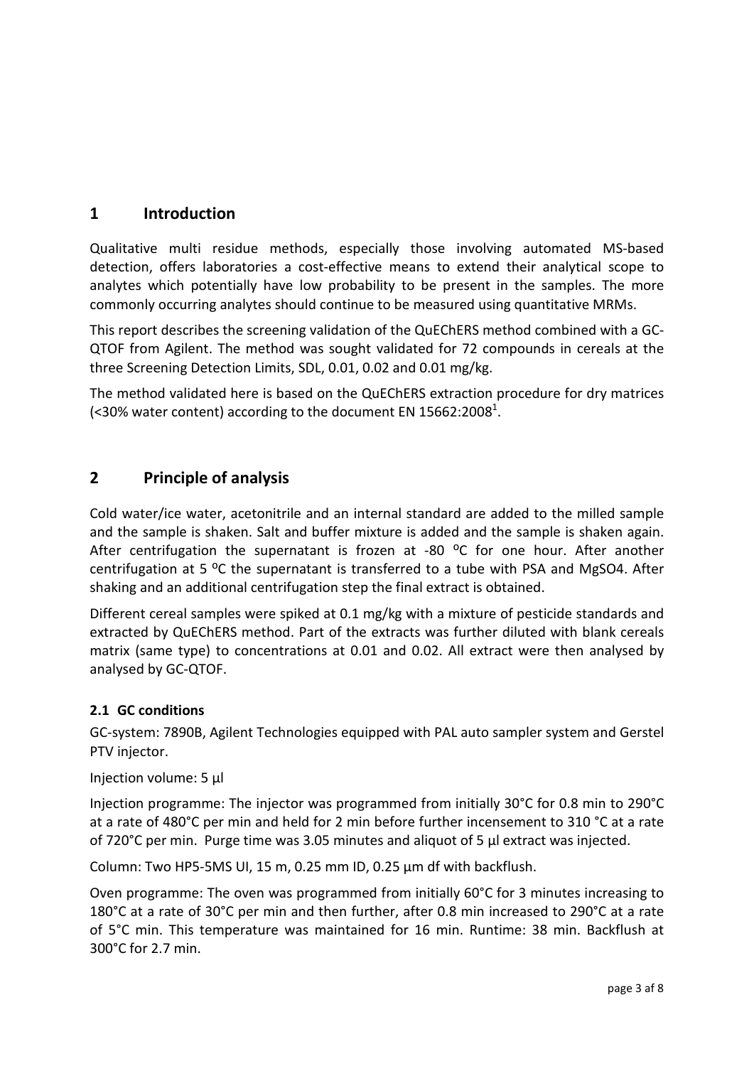# 1 Introduction

Qualitative multi residue methods, especially those involving automated MS-based detection, offers laboratories a cost-effective means to extend their analytical scope to analytes which potentially have low probability to be present in the samples. The more commonly occurring analytes should continue to be measured using quantitative MRMs.

This report describes the screening validation of the QuEChERS method combined with a GC-QTOF from Agilent. The method was sought validated for 72 compounds in cereals at the three Screening Detection Limits, SDL, 0.01, 0.02 and 0.01 mg/kg.

The method validated here is based on the QuEChERS extraction procedure for dry matrices (<30% water content) according to the document EN 15662:2008[1].

# 2 Principle of analysis

Cold water/ice water, acetonitrile and an internal standard are added to the milled sample and the sample is shaken. Salt and buffer mixture is added and the sample is shaken again. After centrifugation the supernatant is frozen at -80 ºC for one hour. After another centrifugation at 5 ºC the supernatant is transferred to a tube with PSA and $MgSO_4$. After shaking and an additional centrifugation step the final extract is obtained.

Different cereal samples were spiked at 0.1 mg/kg with a mixture of pesticide standards and extracted by QuEChERS method. Part of the extracts was further diluted with blank cereals matrix (same type) to concentrations at 0.01 and 0.02. All extract were then analysed by analysed by GC-QTOF.

## 2.1 GC conditions

GC-system: 7890B, Agilent Technologies equipped with PAL auto sampler system and Gerstel PTV injector.

Injection volume: 5 µl

Injection programme: The injector was programmed from initially 30°C for 0.8 min to 290°C at a rate of 480°C per min and held for 2 min before further incensement to 310 °C at a rate of 720°C per min. Purge time was 3.05 minutes and aliquot of 5 µl extract was injected.

Column: Two HP5-5MS UI, 15 m, 0.25 mm ID, 0.25 µm df with backflush.

Oven programme: The oven was programmed from initially 60°C for 3 minutes increasing to 180°C at a rate of 30°C per min and then further, after 0.8 min increased to 290°C at a rate of 5°C min. This temperature was maintained for 16 min. Runtime: 38 min. Backflush at 300°C for 2.7 min.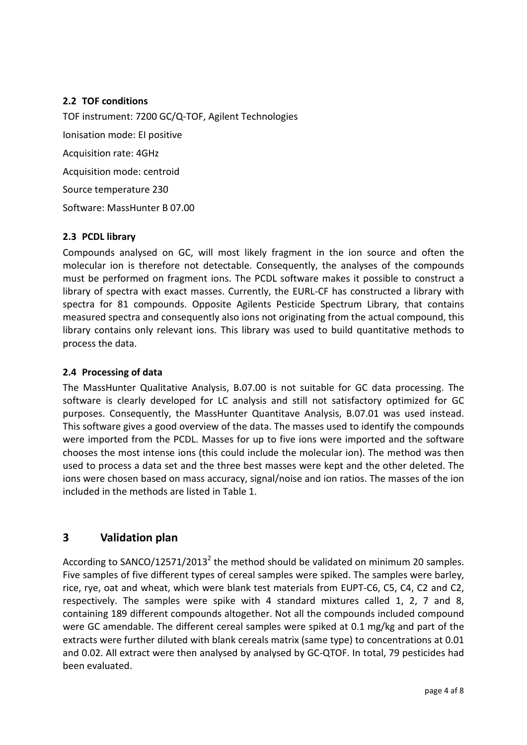### 2.2 TOF conditions

TOF instrument: 7200 GC/Q-TOF, Agilent Technologies

Ionisation mode: EI positive

Acquisition rate: 4GHz

Acquisition mode: centroid

Source temperature 230

Software: MassHunter B 07.00

### 2.3 PCDL library

Compounds analysed on GC, will most likely fragment in the ion source and often the molecular ion is therefore not detectable. Consequently, the analyses of the compounds must be performed on fragment ions. The PCDL software makes it possible to construct a library of spectra with exact masses. Currently, the EURL-CF has constructed a library with spectra for 81 compounds. Opposite Agilents Pesticide Spectrum Library, that contains measured spectra and consequently also ions not originating from the actual compound, this library contains only relevant ions. This library was used to build quantitative methods to process the data.

### 2.4 Processing of data

The MassHunter Qualitative Analysis, B.07.00 is not suitable for GC data processing. The software is clearly developed for LC analysis and still not satisfactory optimized for GC purposes. Consequently, the MassHunter Quantitave Analysis, B.07.01 was used instead. This software gives a good overview of the data. The masses used to identify the compounds were imported from the PCDL. Masses for up to five ions were imported and the software chooses the most intense ions (this could include the molecular ion). The method was then used to process a data set and the three best masses were kept and the other deleted. The ions were chosen based on mass accuracy, signal/noise and ion ratios. The masses of the ion included in the methods are listed in Table 1.

## 3 Validation plan

According to SANCO/12571/2013[2] the method should be validated on minimum 20 samples. Five samples of five different types of cereal samples were spiked. The samples were barley, rice, rye, oat and wheat, which were blank test materials from EUPT-C6, C5, C4, C2 and C2, respectively. The samples were spike with 4 standard mixtures called 1, 2, 7 and 8, containing 189 different compounds altogether. Not all the compounds included compound were GC amendable. The different cereal samples were spiked at 0.1 mg/kg and part of the extracts were further diluted with blank cereals matrix (same type) to concentrations at 0.01 and 0.02. All extract were then analysed by analysed by GC-QTOF. In total, 79 pesticides had been evaluated.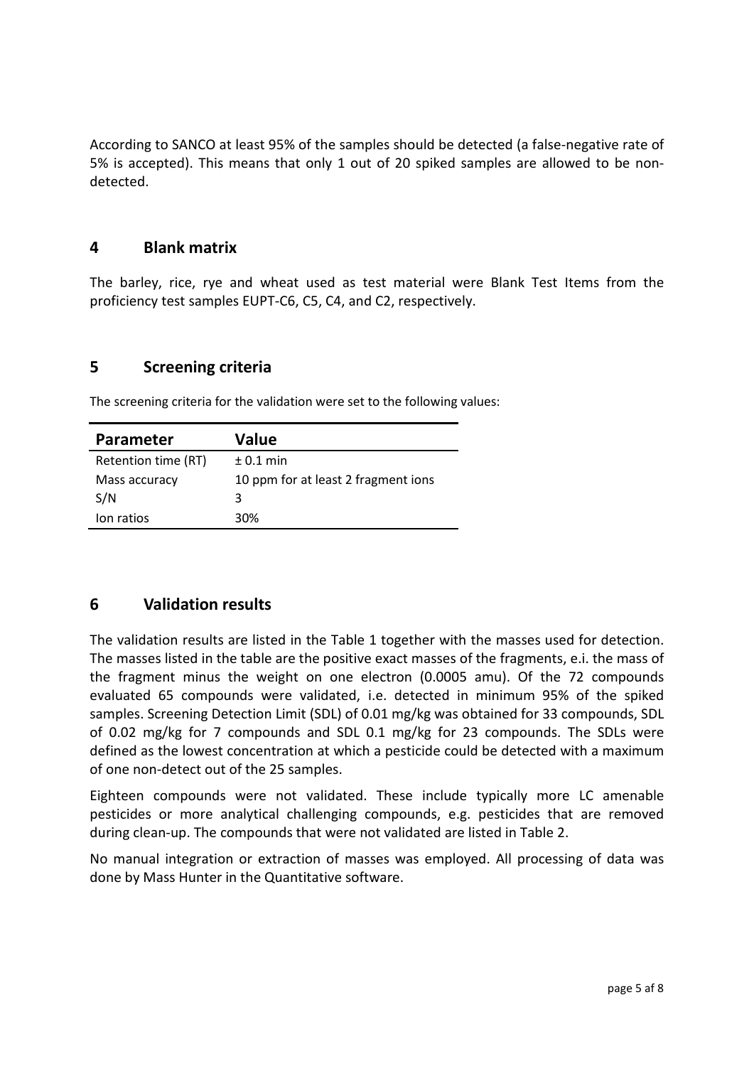According to SANCO at least 95% of the samples should be detected (a false-negative rate of 5% is accepted). This means that only 1 out of 20 spiked samples are allowed to be non-detected.

## 4 Blank matrix

The barley, rice, rye and wheat used as test material were Blank Test Items from the proficiency test samples EUPT-C6, C5, C4, and C2, respectively.

## 5 Screening criteria

The screening criteria for the validation were set to the following values:

| Parameter | Value |
|---|---|
| Retention time (RT) | ± 0.1 min |
| Mass accuracy | 10 ppm for at least 2 fragment ions |
| S/N | 3 |
| Ion ratios | 30% |

## 6 Validation results

The validation results are listed in the Table 1 together with the masses used for detection. The masses listed in the table are the positive exact masses of the fragments, e.i. the mass of the fragment minus the weight on one electron (0.0005 amu). Of the 72 compounds evaluated 65 compounds were validated, i.e. detected in minimum 95% of the spiked samples. Screening Detection Limit (SDL) of 0.01 mg/kg was obtained for 33 compounds, SDL of 0.02 mg/kg for 7 compounds and SDL 0.1 mg/kg for 23 compounds. The SDLs were defined as the lowest concentration at which a pesticide could be detected with a maximum of one non-detect out of the 25 samples.

Eighteen compounds were not validated. These include typically more LC amenable pesticides or more analytical challenging compounds, e.g. pesticides that are removed during clean-up. The compounds that were not validated are listed in Table 2.

No manual integration or extraction of masses was employed. All processing of data was done by Mass Hunter in the Quantitative software.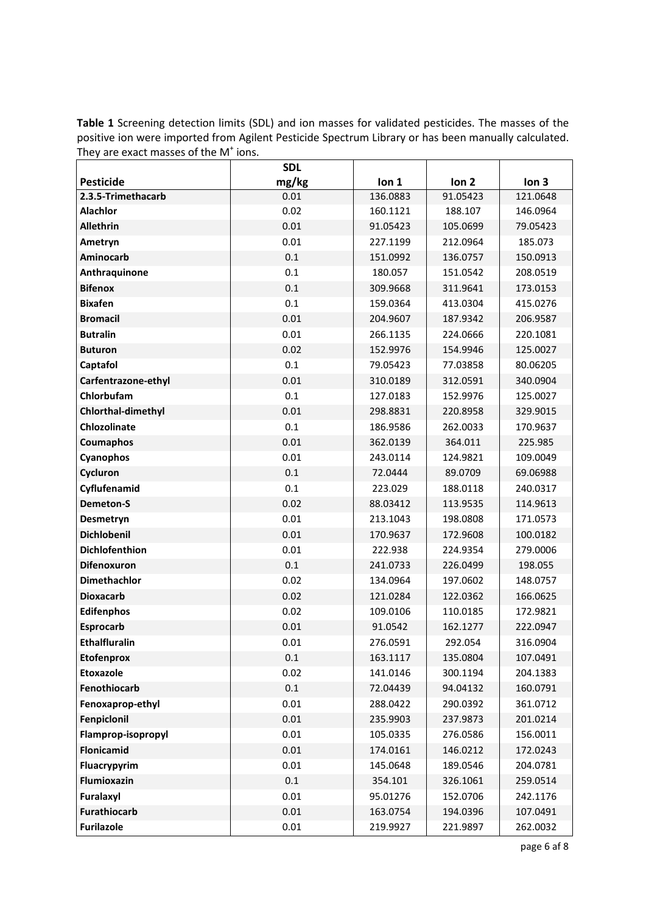**Table 1** Screening detection limits (SDL) and ion masses for validated pesticides. The masses of the positive ion were imported from Agilent Pesticide Spectrum Library or has been manually calculated. They are exact masses of the $M^+$ ions.

| Pesticide | SDL mg/kg | Ion 1 | Ion 2 | Ion 3 |
|---|---|---|---|---|
| **2.3.5-Trimethacarb** | 0.01 | 136.0883 | 91.05423 | 121.0648 |
| **Alachlor** | 0.02 | 160.1121 | 188.107 | 146.0964 |
| **Allethrin** | 0.01 | 91.05423 | 105.0699 | 79.05423 |
| **Ametryn** | 0.01 | 227.1199 | 212.0964 | 185.073 |
| **Aminocarb** | 0.1 | 151.0992 | 136.0757 | 150.0913 |
| **Anthraquinone** | 0.1 | 180.057 | 151.0542 | 208.0519 |
| **Bifenox** | 0.1 | 309.9668 | 311.9641 | 173.0153 |
| **Bixafen** | 0.1 | 159.0364 | 413.0304 | 415.0276 |
| **Bromacil** | 0.01 | 204.9607 | 187.9342 | 206.9587 |
| **Butralin** | 0.01 | 266.1135 | 224.0666 | 220.1081 |
| **Buturon** | 0.02 | 152.9976 | 154.9946 | 125.0027 |
| **Captafol** | 0.1 | 79.05423 | 77.03858 | 80.06205 |
| **Carfentrazone-ethyl** | 0.01 | 310.0189 | 312.0591 | 340.0904 |
| **Chlorbufam** | 0.1 | 127.0183 | 152.9976 | 125.0027 |
| **Chlorthal-dimethyl** | 0.01 | 298.8831 | 220.8958 | 329.9015 |
| **Chlozolinate** | 0.1 | 186.9586 | 262.0033 | 170.9637 |
| **Coumaphos** | 0.01 | 362.0139 | 364.011 | 225.985 |
| **Cyanophos** | 0.01 | 243.0114 | 124.9821 | 109.0049 |
| **Cycluron** | 0.1 | 72.0444 | 89.0709 | 69.06988 |
| **Cyflufenamid** | 0.1 | 223.029 | 188.0118 | 240.0317 |
| **Demeton-S** | 0.02 | 88.03412 | 113.9535 | 114.9613 |
| **Desmetryn** | 0.01 | 213.1043 | 198.0808 | 171.0573 |
| **Dichlobenil** | 0.01 | 170.9637 | 172.9608 | 100.0182 |
| **Dichlofenthion** | 0.01 | 222.938 | 224.9354 | 279.0006 |
| **Difenoxuron** | 0.1 | 241.0733 | 226.0499 | 198.055 |
| **Dimethachlor** | 0.02 | 134.0964 | 197.0602 | 148.0757 |
| **Dioxacarb** | 0.02 | 121.0284 | 122.0362 | 166.0625 |
| **Edifenphos** | 0.02 | 109.0106 | 110.0185 | 172.9821 |
| **Esprocarb** | 0.01 | 91.0542 | 162.1277 | 222.0947 |
| **Ethalfluralin** | 0.01 | 276.0591 | 292.054 | 316.0904 |
| **Etofenprox** | 0.1 | 163.1117 | 135.0804 | 107.0491 |
| **Etoxazole** | 0.02 | 141.0146 | 300.1194 | 204.1383 |
| **Fenothiocarb** | 0.1 | 72.04439 | 94.04132 | 160.0791 |
| **Fenoxaprop-ethyl** | 0.01 | 288.0422 | 290.0392 | 361.0712 |
| **Fenpiclonil** | 0.01 | 235.9903 | 237.9873 | 201.0214 |
| **Flamprop-isopropyl** | 0.01 | 105.0335 | 276.0586 | 156.0011 |
| **Flonicamid** | 0.01 | 174.0161 | 146.0212 | 172.0243 |
| **Fluacrypyrim** | 0.01 | 145.0648 | 189.0546 | 204.0781 |
| **Flumioxazin** | 0.1 | 354.101 | 326.1061 | 259.0514 |
| **Furalaxyl** | 0.01 | 95.01276 | 152.0706 | 242.1176 |
| **Furathiocarb** | 0.01 | 163.0754 | 194.0396 | 107.0491 |
| **Furilazole** | 0.01 | 219.9927 | 221.9897 | 262.0032 |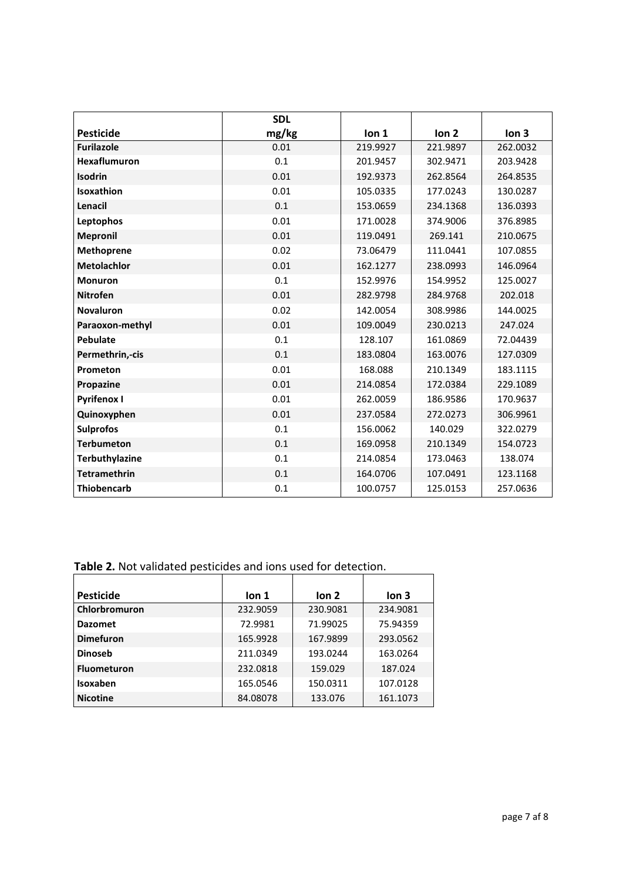| Pesticide | SDL mg/kg | Ion 1 | Ion 2 | Ion 3 |
|---|---|---|---|---|
| **Furilazole** | 0.01 | 219.9927 | 221.9897 | 262.0032 |
| **Hexaflumuron** | 0.1 | 201.9457 | 302.9471 | 203.9428 |
| **Isodrin** | 0.01 | 192.9373 | 262.8564 | 264.8535 |
| **Isoxathion** | 0.01 | 105.0335 | 177.0243 | 130.0287 |
| **Lenacil** | 0.1 | 153.0659 | 234.1368 | 136.0393 |
| **Leptophos** | 0.01 | 171.0028 | 374.9006 | 376.8985 |
| **Mepronil** | 0.01 | 119.0491 | 269.141 | 210.0675 |
| **Methoprene** | 0.02 | 73.06479 | 111.0441 | 107.0855 |
| **Metolachlor** | 0.01 | 162.1277 | 238.0993 | 146.0964 |
| **Monuron** | 0.1 | 152.9976 | 154.9952 | 125.0027 |
| **Nitrofen** | 0.01 | 282.9798 | 284.9768 | 202.018 |
| **Novaluron** | 0.02 | 142.0054 | 308.9986 | 144.0025 |
| **Paraoxon-methyl** | 0.01 | 109.0049 | 230.0213 | 247.024 |
| **Pebulate** | 0.1 | 128.107 | 161.0869 | 72.04439 |
| **Permethrin,-cis** | 0.1 | 183.0804 | 163.0076 | 127.0309 |
| **Prometon** | 0.01 | 168.088 | 210.1349 | 183.1115 |
| **Propazine** | 0.01 | 214.0854 | 172.0384 | 229.1089 |
| **Pyrifenox I** | 0.01 | 262.0059 | 186.9586 | 170.9637 |
| **Quinoxyphen** | 0.01 | 237.0584 | 272.0273 | 306.9961 |
| **Sulprofos** | 0.1 | 156.0062 | 140.029 | 322.0279 |
| **Terbumeton** | 0.1 | 169.0958 | 210.1349 | 154.0723 |
| **Terbuthylazine** | 0.1 | 214.0854 | 173.0463 | 138.074 |
| **Tetramethrin** | 0.1 | 164.0706 | 107.0491 | 123.1168 |
| **Thiobencarb** | 0.1 | 100.0757 | 125.0153 | 257.0636 |

**Table 2.** Not validated pesticides and ions used for detection.

| Pesticide | Ion 1 | Ion 2 | Ion 3 |
|---|---|---|---|
| **Chlorbromuron** | 232.9059 | 230.9081 | 234.9081 |
| **Dazomet** | 72.9981 | 71.99025 | 75.94359 |
| **Dimefuron** | 165.9928 | 167.9899 | 293.0562 |
| **Dinoseb** | 211.0349 | 193.0244 | 163.0264 |
| **Fluometuron** | 232.0818 | 159.029 | 187.024 |
| **Isoxaben** | 165.0546 | 150.0311 | 107.0128 |
| **Nicotine** | 84.08078 | 133.076 | 161.1073 |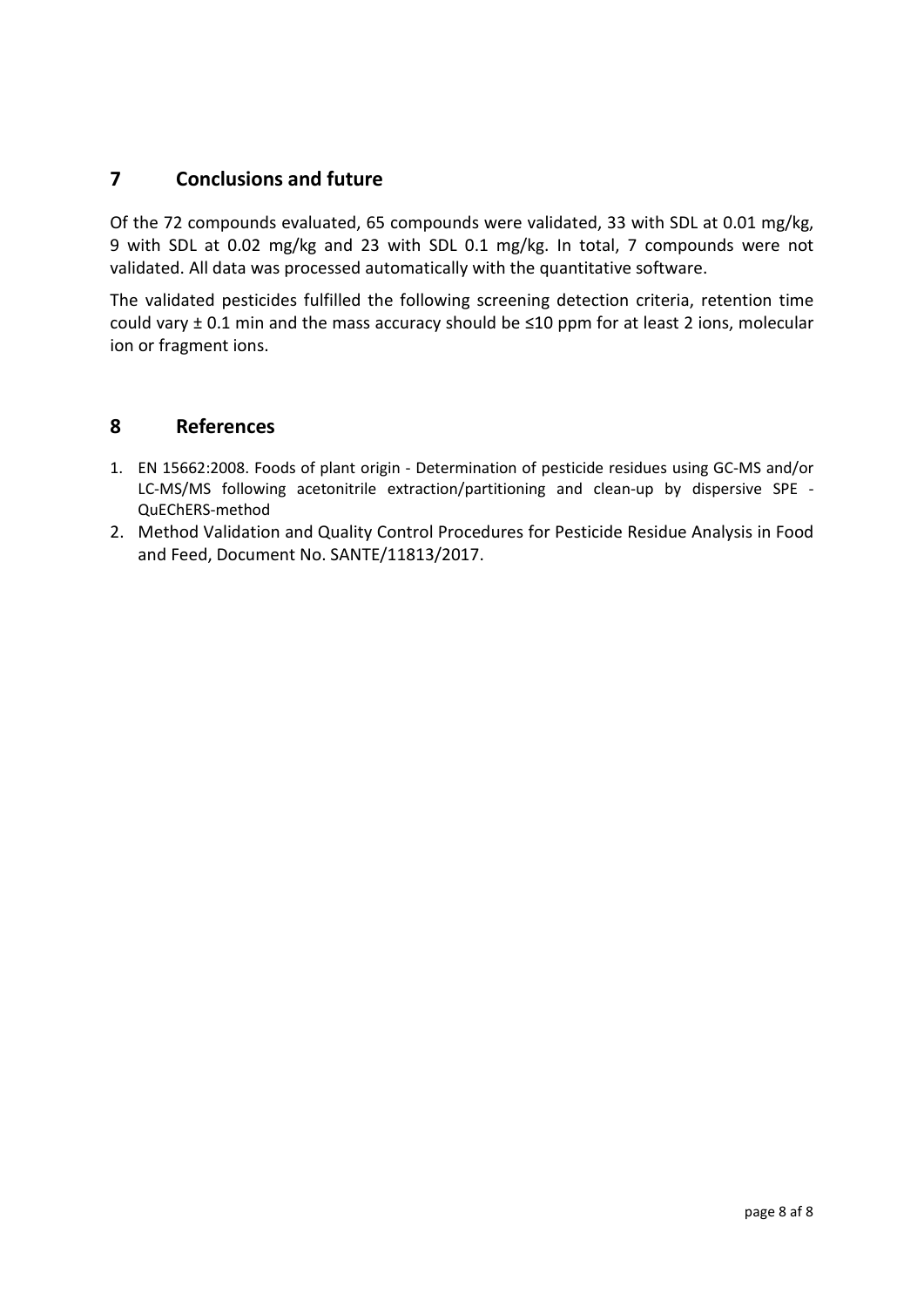## 7 Conclusions and future

Of the 72 compounds evaluated, 65 compounds were validated, 33 with SDL at 0.01 mg/kg, 9 with SDL at 0.02 mg/kg and 23 with SDL 0.1 mg/kg. In total, 7 compounds were not validated. All data was processed automatically with the quantitative software.

The validated pesticides fulfilled the following screening detection criteria, retention time could vary ± 0.1 min and the mass accuracy should be ≤10 ppm for at least 2 ions, molecular ion or fragment ions.

## 8 References

1. EN 15662:2008. Foods of plant origin - Determination of pesticide residues using GC-MS and/or LC-MS/MS following acetonitrile extraction/partitioning and clean-up by dispersive SPE - QuEChERS-method
2. Method Validation and Quality Control Procedures for Pesticide Residue Analysis in Food and Feed, Document No. SANTE/11813/2017.